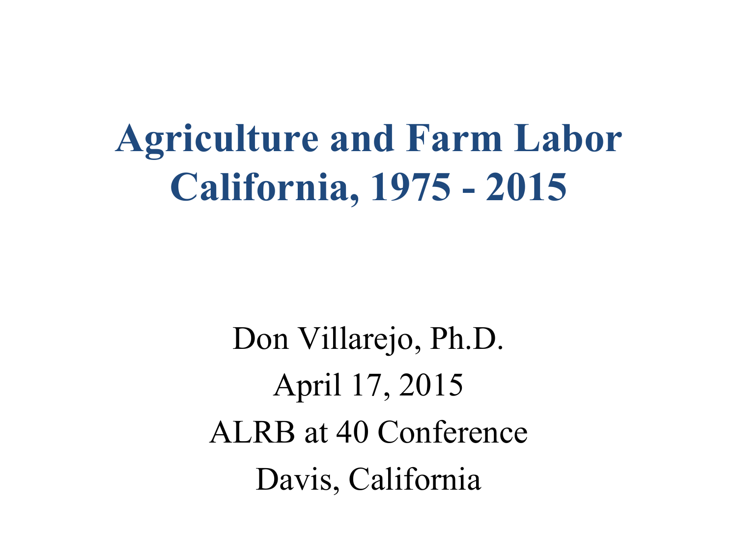# Agriculture and Farm Labor California, 1975 - 2015

Don Villarejo, Ph.D.

April 17, 2015

ALRB at 40 Conference

Davis, California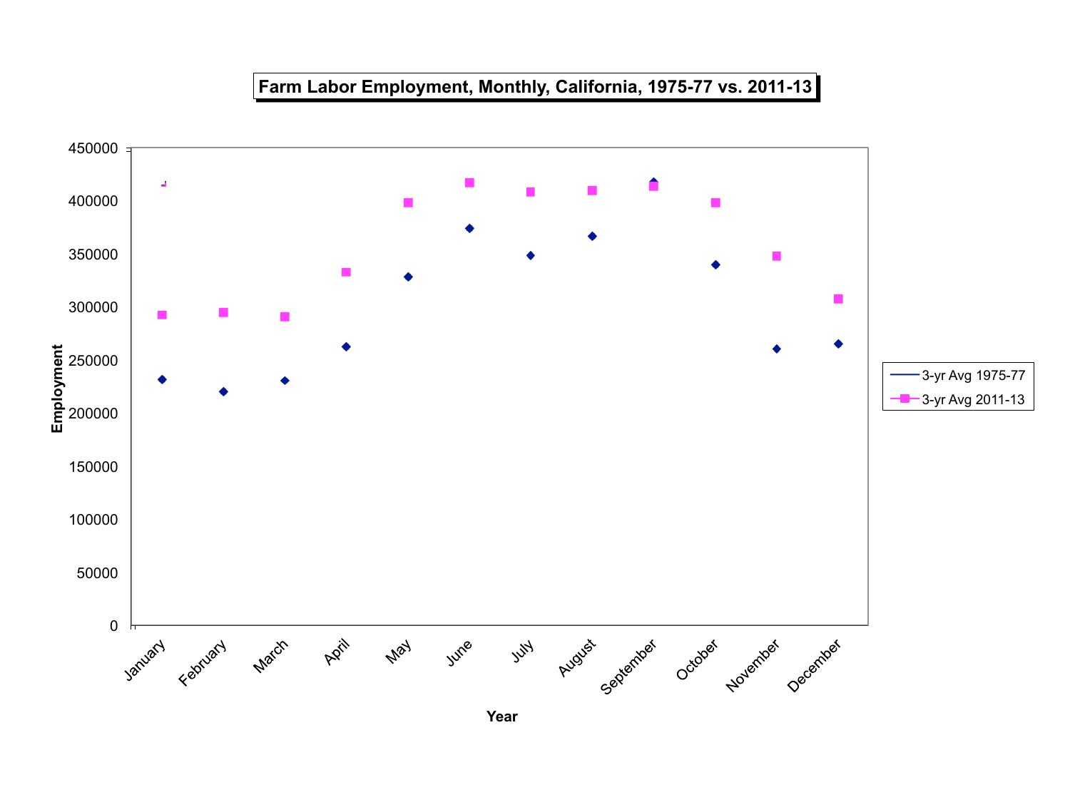**Farm Labor Employment, Monthly, California, 1975-77 vs. 2011-13**

Employment: 0, 50000, 100000, 150000, 200000, 250000, 300000, 350000, 400000, 450000

Year: January, February, March, April, May, June, July, August, September, October, November, December

Legend:
- 3-yr Avg 1975-77
- 3-yr Avg 2011-13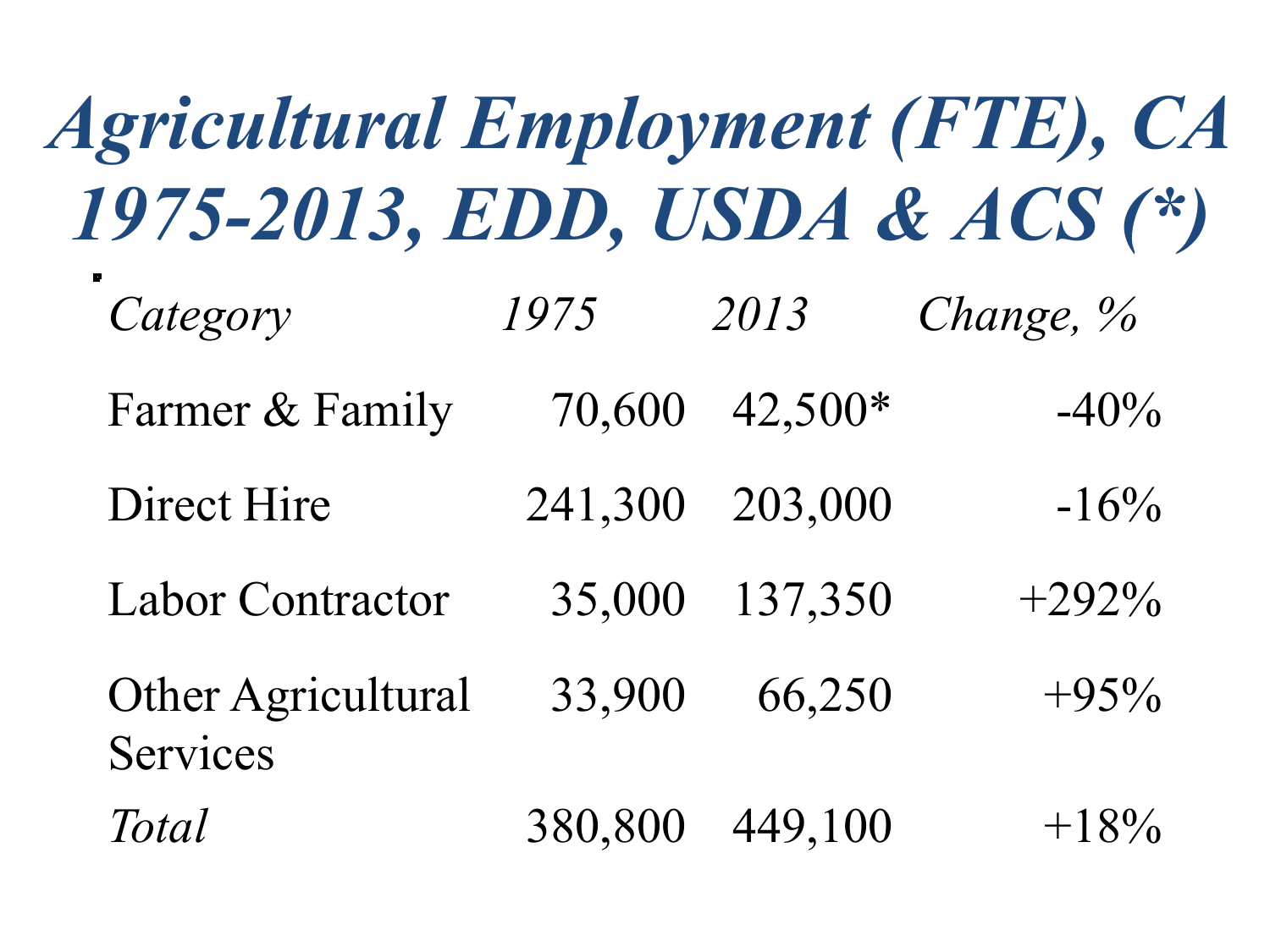# *Agricultural Employment (FTE), CA 1975-2013, EDD, USDA & ACS (*)*

| *Category* | *1975* | *2013* | *Change, %* |
|---|---|---|---|
| Farmer & Family | 70,600 | 42,500* | -40% |
| Direct Hire | 241,300 | 203,000 | -16% |
| Labor Contractor | 35,000 | 137,350 | +292% |
| Other Agricultural Services | 33,900 | 66,250 | +95% |
| *Total* | 380,800 | 449,100 | +18% |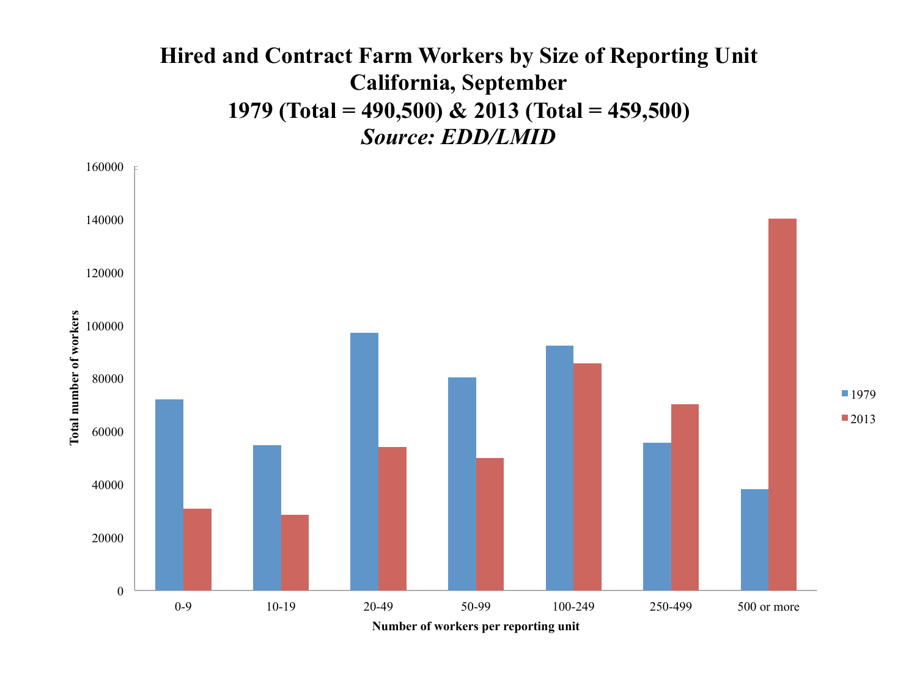# Hired and Contract Farm Workers by Size of Reporting Unit
## California, September
## 1979 (Total = 490,500) & 2013 (Total = 459,500)
### *Source: EDD/LMID*

Total number of workers

Number of workers per reporting unit: 0-9, 10-19, 20-49, 50-99, 100-249, 250-499, 500 or more

Legend: 1979, 2013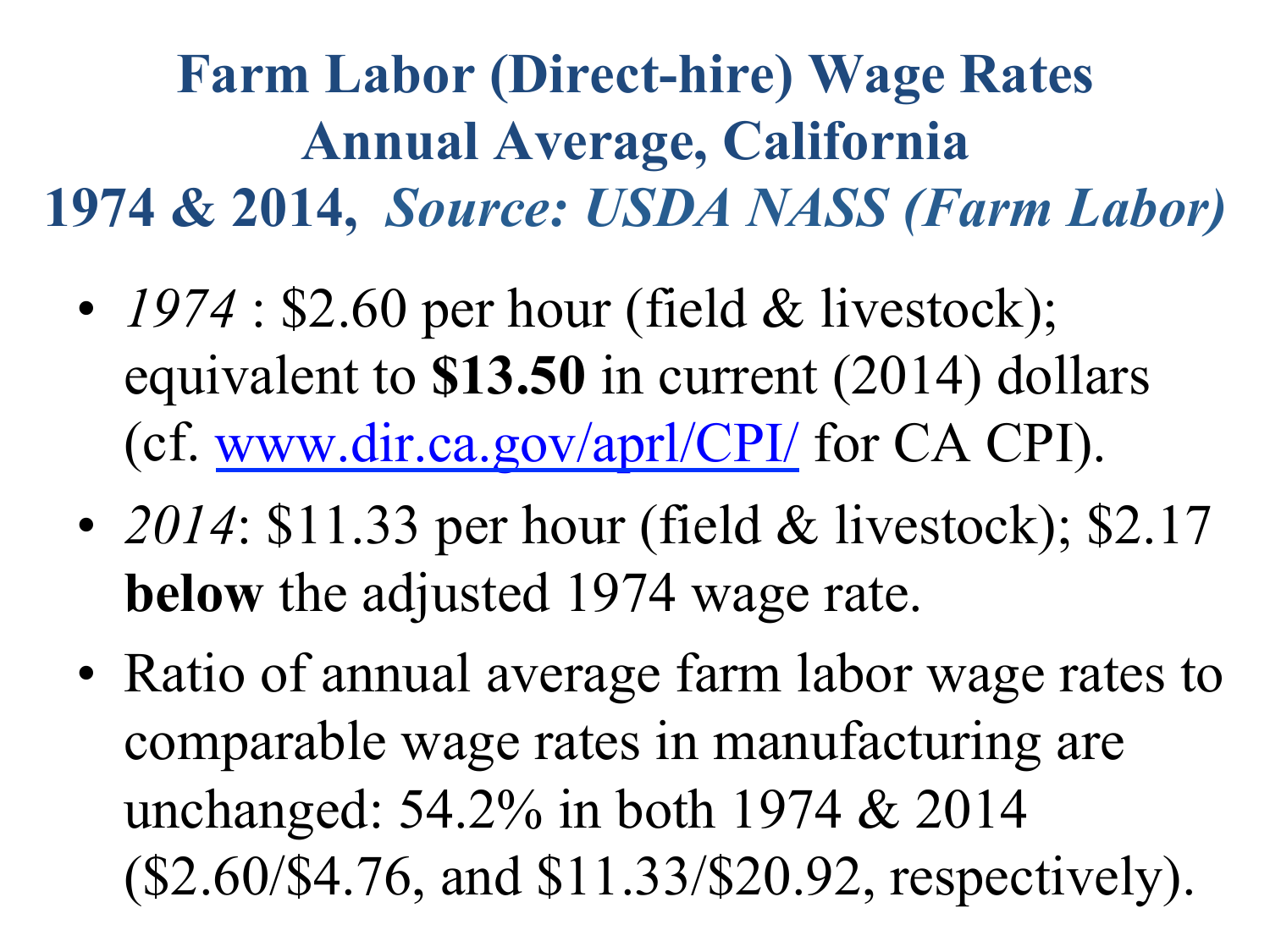# Farm Labor (Direct-hire) Wage Rates Annual Average, California 1974 & 2014, *Source: USDA NASS (Farm Labor)*

- *1974* : $2.60 per hour (field & livestock); equivalent to **$13.50** in current (2014) dollars (cf. www.dir.ca.gov/aprl/CPI/ for CA CPI).
- *2014*: $11.33 per hour (field & livestock); $2.17 **below** the adjusted 1974 wage rate.
- Ratio of annual average farm labor wage rates to comparable wage rates in manufacturing are unchanged: 54.2% in both 1974 & 2014 ($2.60/$4.76, and $11.33/$20.92, respectively).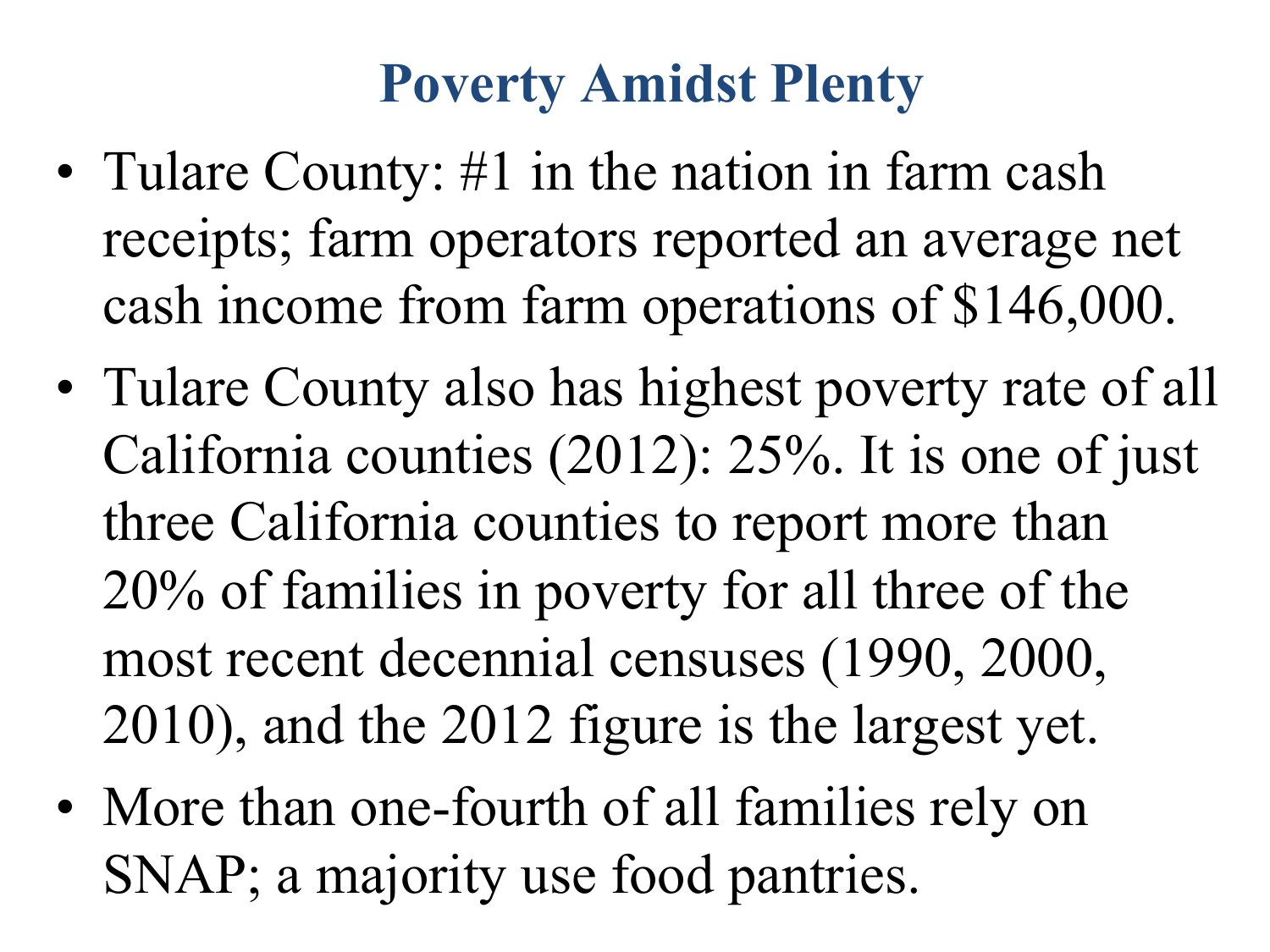# Poverty Amidst Plenty

- Tulare County: #1 in the nation in farm cash receipts; farm operators reported an average net cash income from farm operations of $146,000.
- Tulare County also has highest poverty rate of all California counties (2012): 25%. It is one of just three California counties to report more than 20% of families in poverty for all three of the most recent decennial censuses (1990, 2000, 2010), and the 2012 figure is the largest yet.
- More than one-fourth of all families rely on SNAP; a majority use food pantries.